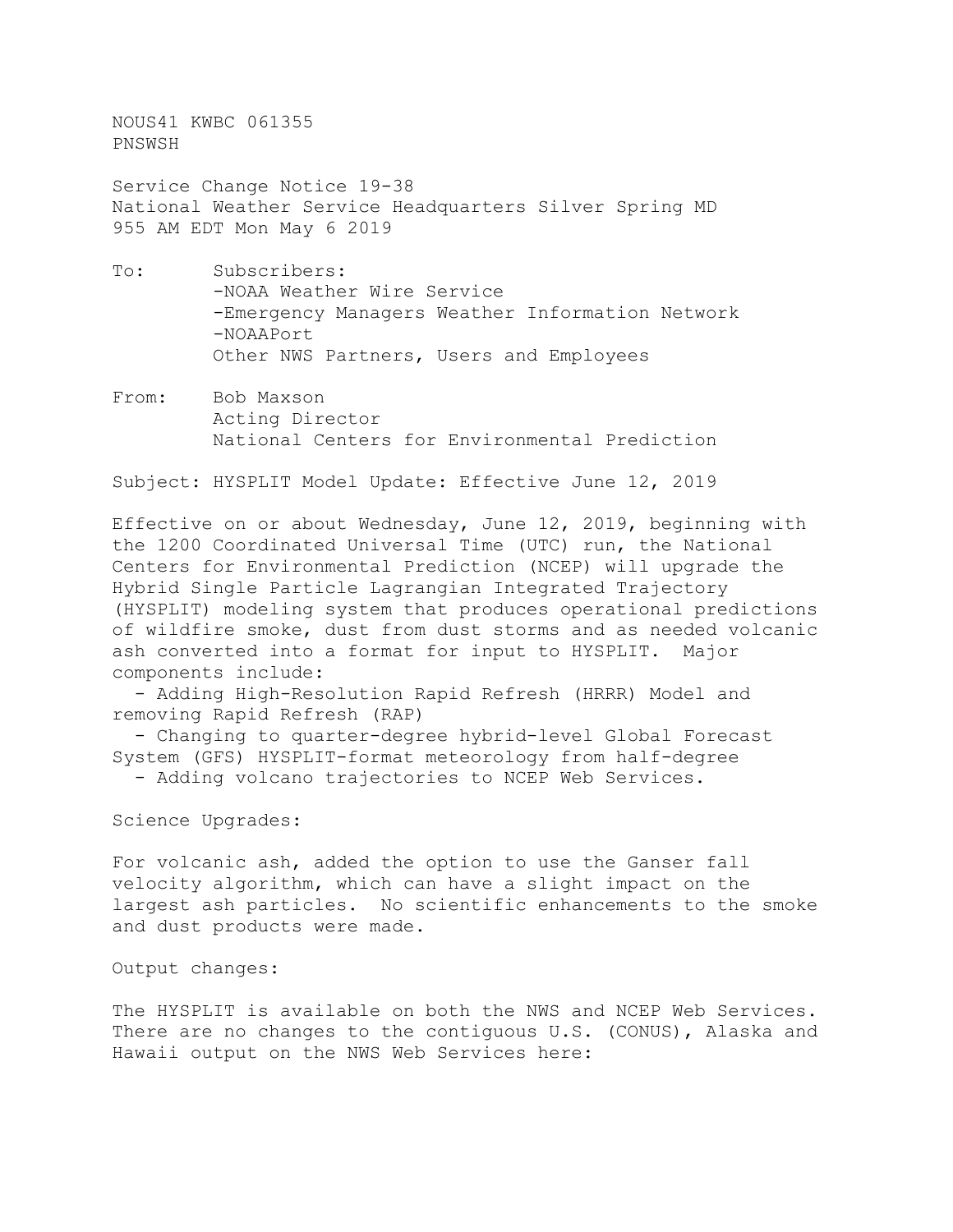NOUS41 KWBC 061355
PNSWSH

Service Change Notice 19-38
National Weather Service Headquarters Silver Spring MD
955 AM EDT Mon May 6 2019

To: Subscribers:
-NOAA Weather Wire Service
-Emergency Managers Weather Information Network
-NOAAPort
Other NWS Partners, Users and Employees

From: Bob Maxson
Acting Director
National Centers for Environmental Prediction

Subject: HYSPLIT Model Update: Effective June 12, 2019

Effective on or about Wednesday, June 12, 2019, beginning with the 1200 Coordinated Universal Time (UTC) run, the National Centers for Environmental Prediction (NCEP) will upgrade the Hybrid Single Particle Lagrangian Integrated Trajectory (HYSPLIT) modeling system that produces operational predictions of wildfire smoke, dust from dust storms and as needed volcanic ash converted into a format for input to HYSPLIT. Major components include:

- Adding High-Resolution Rapid Refresh (HRRR) Model and removing Rapid Refresh (RAP)
- Changing to quarter-degree hybrid-level Global Forecast System (GFS) HYSPLIT-format meteorology from half-degree
- Adding volcano trajectories to NCEP Web Services.

Science Upgrades:

For volcanic ash, added the option to use the Ganser fall velocity algorithm, which can have a slight impact on the largest ash particles. No scientific enhancements to the smoke and dust products were made.

Output changes:

The HYSPLIT is available on both the NWS and NCEP Web Services. There are no changes to the contiguous U.S. (CONUS), Alaska and Hawaii output on the NWS Web Services here: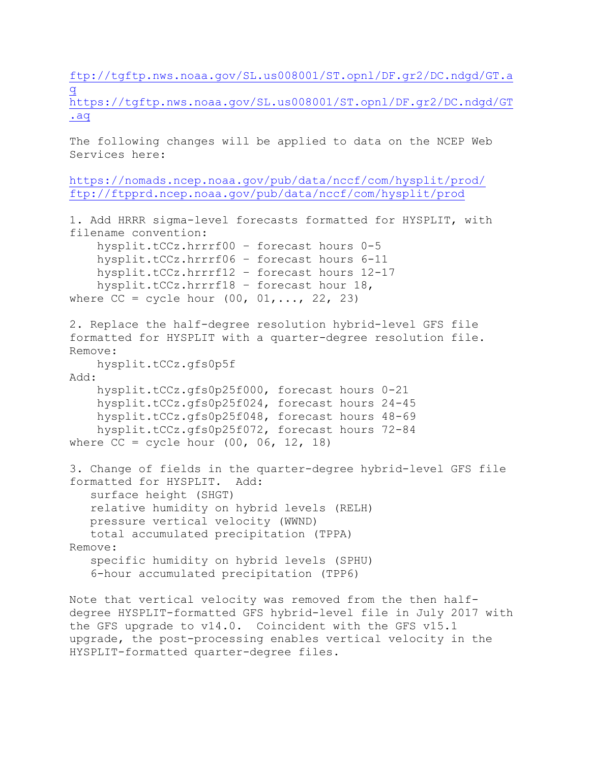ftp://tgftp.nws.noaa.gov/SL.us008001/ST.opnl/DF.gr2/DC.ndgd/GT.aq
https://tgftp.nws.noaa.gov/SL.us008001/ST.opnl/DF.gr2/DC.ndgd/GT.aq

The following changes will be applied to data on the NCEP Web Services here:

https://nomads.ncep.noaa.gov/pub/data/nccf/com/hysplit/prod/
ftp://ftpprd.ncep.noaa.gov/pub/data/nccf/com/hysplit/prod

1. Add HRRR sigma-level forecasts formatted for HYSPLIT, with filename convention:

```
    hysplit.tCCz.hrrrf00 - forecast hours 0-5
    hysplit.tCCz.hrrrf06 - forecast hours 6-11
    hysplit.tCCz.hrrrf12 - forecast hours 12-17
    hysplit.tCCz.hrrrf18 - forecast hour 18,
```

where CC = cycle hour (00, 01,..., 22, 23)

2. Replace the half-degree resolution hybrid-level GFS file formatted for HYSPLIT with a quarter-degree resolution file.

Remove:

```
    hysplit.tCCz.gfs0p5f
```

Add:

```
    hysplit.tCCz.gfs0p25f000, forecast hours 0-21
    hysplit.tCCz.gfs0p25f024, forecast hours 24-45
    hysplit.tCCz.gfs0p25f048, forecast hours 48-69
    hysplit.tCCz.gfs0p25f072, forecast hours 72-84
```

where CC = cycle hour (00, 06, 12, 18)

3. Change of fields in the quarter-degree hybrid-level GFS file formatted for HYSPLIT. Add:

```
   surface height (SHGT)
   relative humidity on hybrid levels (RELH)
   pressure vertical velocity (WWND)
   total accumulated precipitation (TPPA)
```

Remove:

```
   specific humidity on hybrid levels (SPHU)
   6-hour accumulated precipitation (TPP6)
```

Note that vertical velocity was removed from the then half-degree HYSPLIT-formatted GFS hybrid-level file in July 2017 with the GFS upgrade to v14.0. Coincident with the GFS v15.1 upgrade, the post-processing enables vertical velocity in the HYSPLIT-formatted quarter-degree files.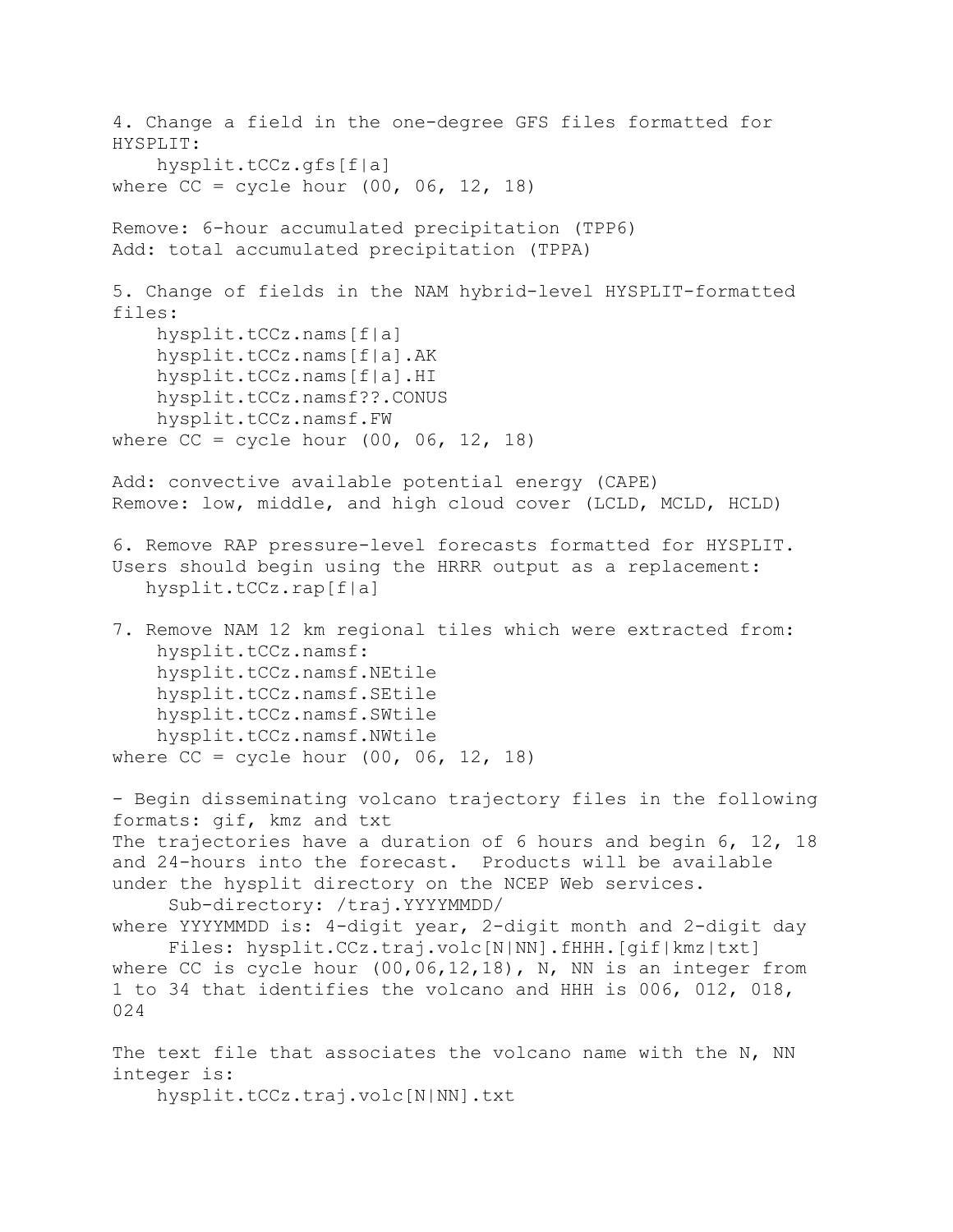4. Change a field in the one-degree GFS files formatted for HYSPLIT:

```
    hysplit.tCCz.gfs[f|a]
```

where CC = cycle hour (00, 06, 12, 18)

Remove: 6-hour accumulated precipitation (TPP6)
Add: total accumulated precipitation (TPPA)

5. Change of fields in the NAM hybrid-level HYSPLIT-formatted files:

```
    hysplit.tCCz.nams[f|a]
    hysplit.tCCz.nams[f|a].AK
    hysplit.tCCz.nams[f|a].HI
    hysplit.tCCz.namsf??.CONUS
    hysplit.tCCz.namsf.FW
```

where CC = cycle hour (00, 06, 12, 18)

Add: convective available potential energy (CAPE)
Remove: low, middle, and high cloud cover (LCLD, MCLD, HCLD)

6. Remove RAP pressure-level forecasts formatted for HYSPLIT. Users should begin using the HRRR output as a replacement:

```
   hysplit.tCCz.rap[f|a]
```

7. Remove NAM 12 km regional tiles which were extracted from:

```
    hysplit.tCCz.namsf:
    hysplit.tCCz.namsf.NEtile
    hysplit.tCCz.namsf.SEtile
    hysplit.tCCz.namsf.SWtile
    hysplit.tCCz.namsf.NWtile
```

where CC = cycle hour (00, 06, 12, 18)

- Begin disseminating volcano trajectory files in the following formats: gif, kmz and txt

The trajectories have a duration of 6 hours and begin 6, 12, 18 and 24-hours into the forecast. Products will be available under the hysplit directory on the NCEP Web services.

```
     Sub-directory: /traj.YYYYMMDD/
```

where YYYYMMDD is: 4-digit year, 2-digit month and 2-digit day

```
     Files: hysplit.CCz.traj.volc[N|NN].fHHH.[gif|kmz|txt]
```

where CC is cycle hour (00,06,12,18), N, NN is an integer from 1 to 34 that identifies the volcano and HHH is 006, 012, 018, 024

The text file that associates the volcano name with the N, NN integer is:

```
    hysplit.tCCz.traj.volc[N|NN].txt
```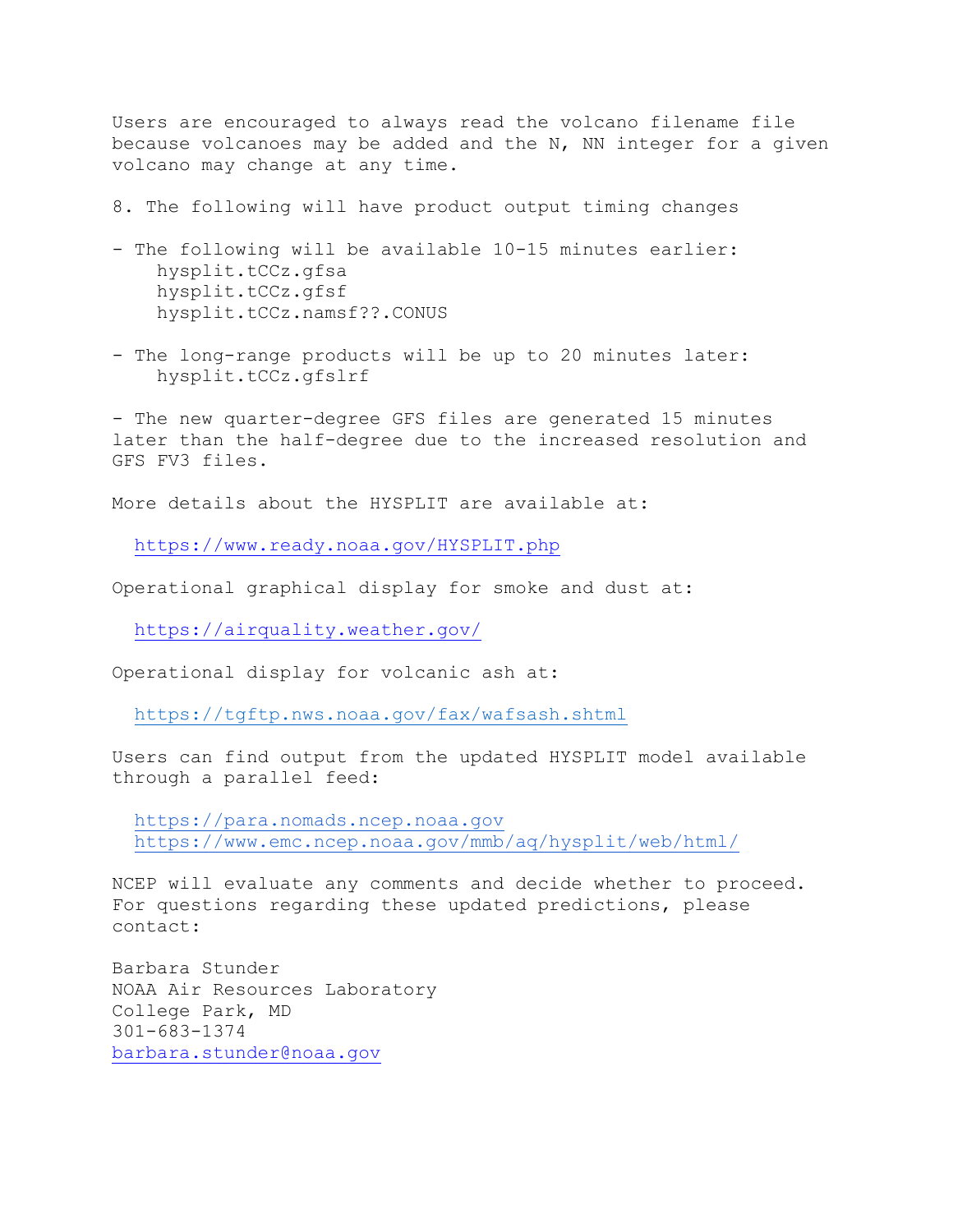Users are encouraged to always read the volcano filename file because volcanoes may be added and the N, NN integer for a given volcano may change at any time.

8. The following will have product output timing changes

- The following will be available 10-15 minutes earlier:
    hysplit.tCCz.gfsa
    hysplit.tCCz.gfsf
    hysplit.tCCz.namsf??.CONUS

- The long-range products will be up to 20 minutes later:
    hysplit.tCCz.gfslrf

- The new quarter-degree GFS files are generated 15 minutes later than the half-degree due to the increased resolution and GFS FV3 files.

More details about the HYSPLIT are available at:

https://www.ready.noaa.gov/HYSPLIT.php

Operational graphical display for smoke and dust at:

https://airquality.weather.gov/

Operational display for volcanic ash at:

https://tgftp.nws.noaa.gov/fax/wafsash.shtml

Users can find output from the updated HYSPLIT model available through a parallel feed:

https://para.nomads.ncep.noaa.gov
https://www.emc.ncep.noaa.gov/mmb/aq/hysplit/web/html/

NCEP will evaluate any comments and decide whether to proceed. For questions regarding these updated predictions, please contact:

Barbara Stunder
NOAA Air Resources Laboratory
College Park, MD
301-683-1374
barbara.stunder@noaa.gov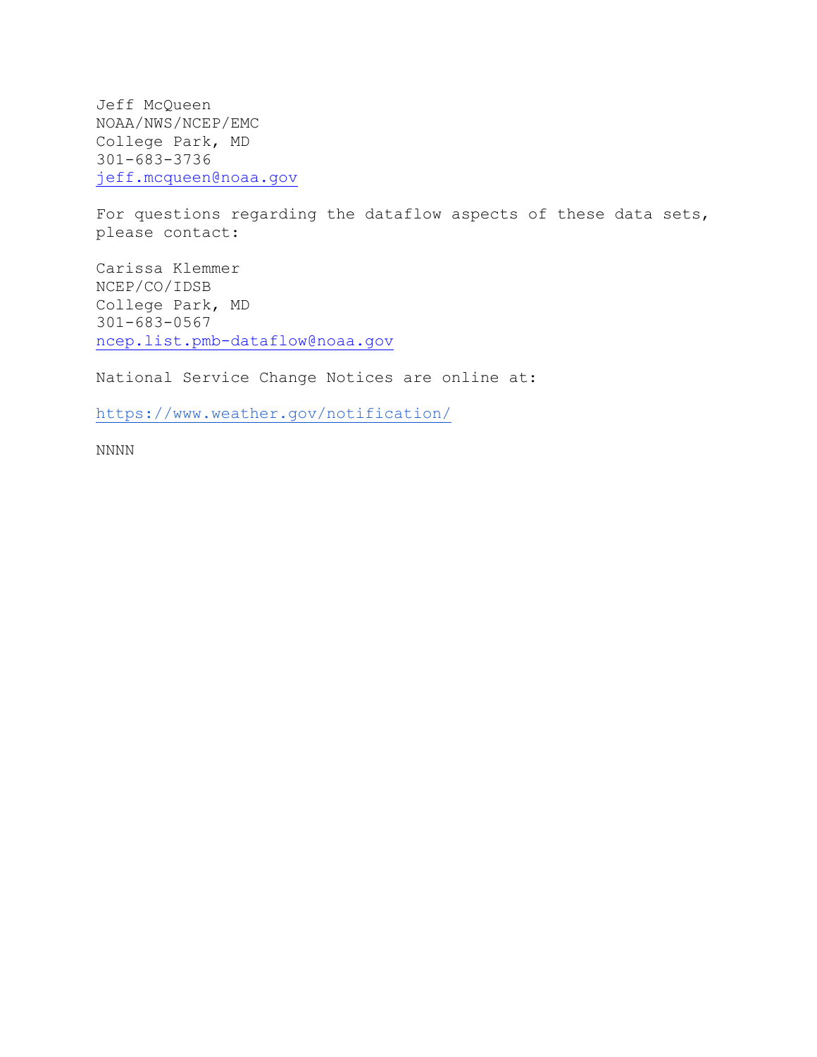Jeff McQueen
NOAA/NWS/NCEP/EMC
College Park, MD
301-683-3736
jeff.mcqueen@noaa.gov

For questions regarding the dataflow aspects of these data sets, please contact:

Carissa Klemmer
NCEP/CO/IDSB
College Park, MD
301-683-0567
ncep.list.pmb-dataflow@noaa.gov

National Service Change Notices are online at:

https://www.weather.gov/notification/

NNNN